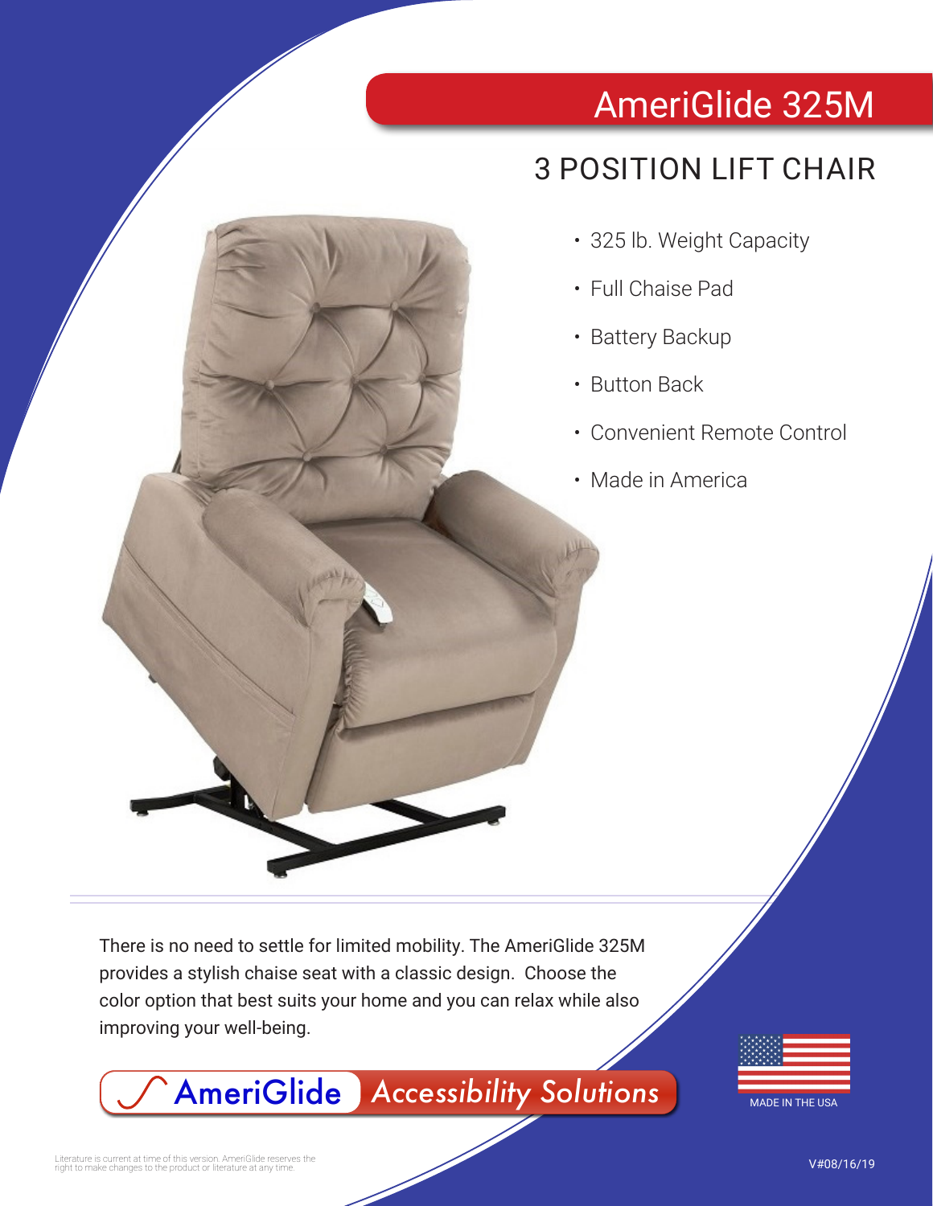# AmeriGlide 325M

## 3 POSITION LIFT CHAIR

- 325 lb. Weight Capacity
- Full Chaise Pad
- Battery Backup
- Button Back
- Convenient Remote Control
- Made in America

There is no need to settle for limited mobility. The AmeriGlide 325M provides a stylish chaise seat with a classic design. Choose the color option that best suits your home and you can relax while also improving your well-being.

AmeriGlide *Accessibility Solutions*

MADE IN THE USA

Literature is current at time of this version. AmeriGlide reserves the right to make changes to the product or literature at any time.

V#08/16/19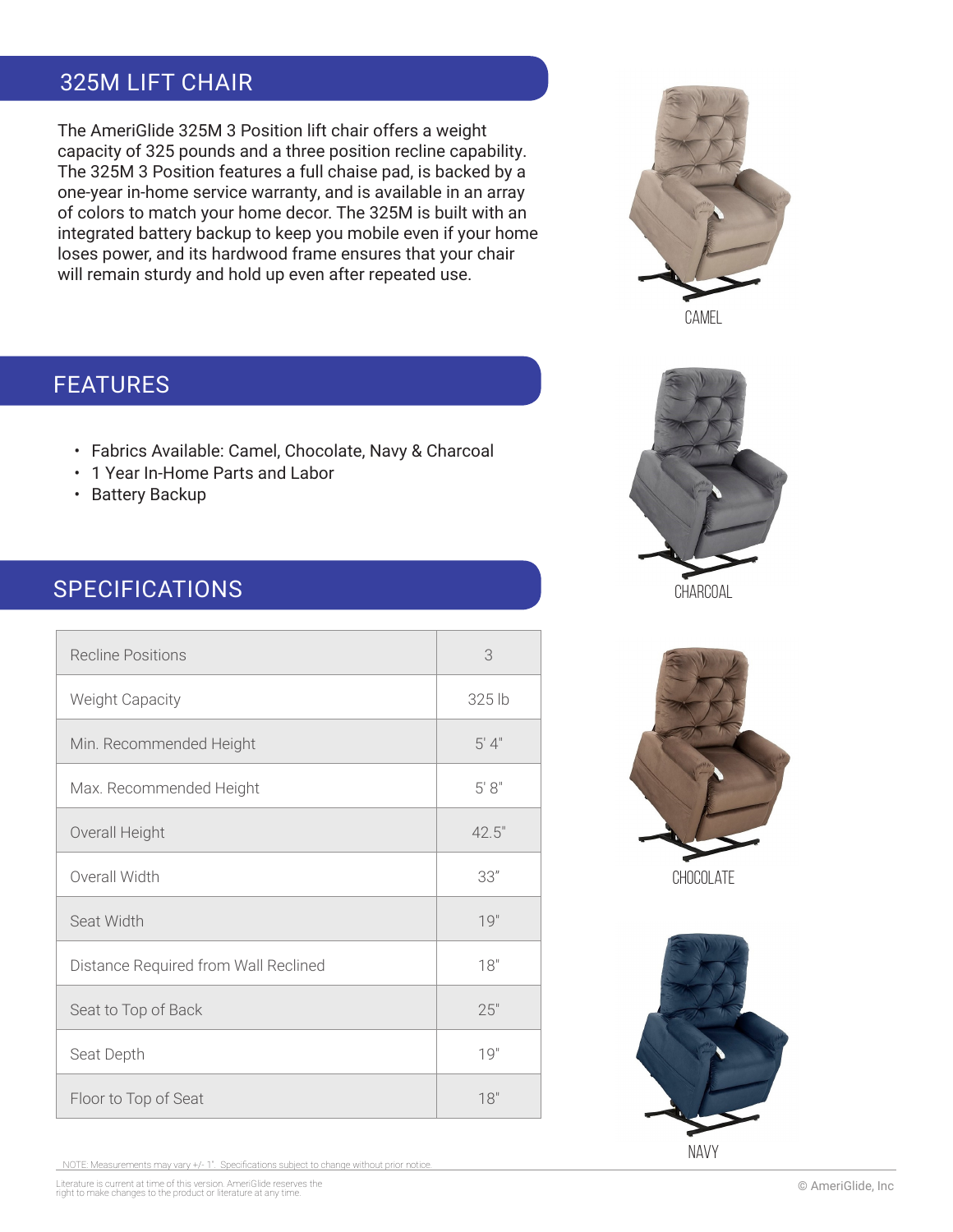## 325M LIFT CHAIR

The AmeriGlide 325M 3 Position lift chair offers a weight capacity of 325 pounds and a three position recline capability. The 325M 3 Position features a full chaise pad, is backed by a one-year in-home service warranty, and is available in an array of colors to match your home decor. The 325M is built with an integrated battery backup to keep you mobile even if your home loses power, and its hardwood frame ensures that your chair will remain sturdy and hold up even after repeated use.

CAMEL

## FEATURES

- Fabrics Available: Camel, Chocolate, Navy & Charcoal
- 1 Year In-Home Parts and Labor
- Battery Backup

CHARCOAL

## SPECIFICATIONS

| | |
|---|---|
| Recline Positions | 3 |
| Weight Capacity | 325 lb |
| Min. Recommended Height | 5' 4" |
| Max. Recommended Height | 5' 8" |
| Overall Height | 42.5" |
| Overall Width | 33" |
| Seat Width | 19" |
| Distance Required from Wall Reclined | 18" |
| Seat to Top of Back | 25" |
| Seat Depth | 19" |
| Floor to Top of Seat | 18" |

CHOCOLATE

NAVY

NOTE: Measurements may vary +/- 1". Specifications subject to change without prior notice.

Literature is current at time of this version. AmeriGlide reserves the right to make changes to the product or literature at any time.

© AmeriGlide, Inc